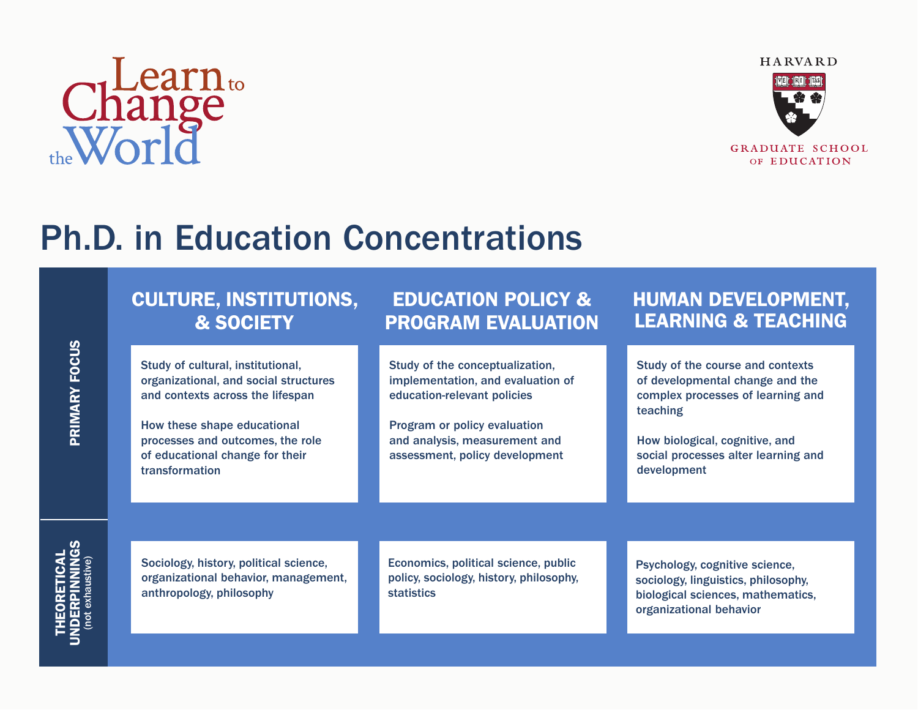Learn to Change the World

HARVARD
GRADUATE SCHOOL OF EDUCATION

# Ph.D. in Education Concentrations

| | CULTURE, INSTITUTIONS, & SOCIETY | EDUCATION POLICY & PROGRAM EVALUATION | HUMAN DEVELOPMENT, LEARNING & TEACHING |
|---|---|---|---|
| **PRIMARY FOCUS** | Study of cultural, institutional, organizational, and social structures and contexts across the lifespan<br><br>How these shape educational processes and outcomes, the role of educational change for their transformation | Study of the conceptualization, implementation, and evaluation of education-relevant policies<br><br>Program or policy evaluation and analysis, measurement and assessment, policy development | Study of the course and contexts of developmental change and the complex processes of learning and teaching<br><br>How biological, cognitive, and social processes alter learning and development |
| **THEORETICAL UNDERPINNINGS** (not exhaustive) | Sociology, history, political science, organizational behavior, management, anthropology, philosophy | Economics, political science, public policy, sociology, history, philosophy, statistics | Psychology, cognitive science, sociology, linguistics, philosophy, biological sciences, mathematics, organizational behavior |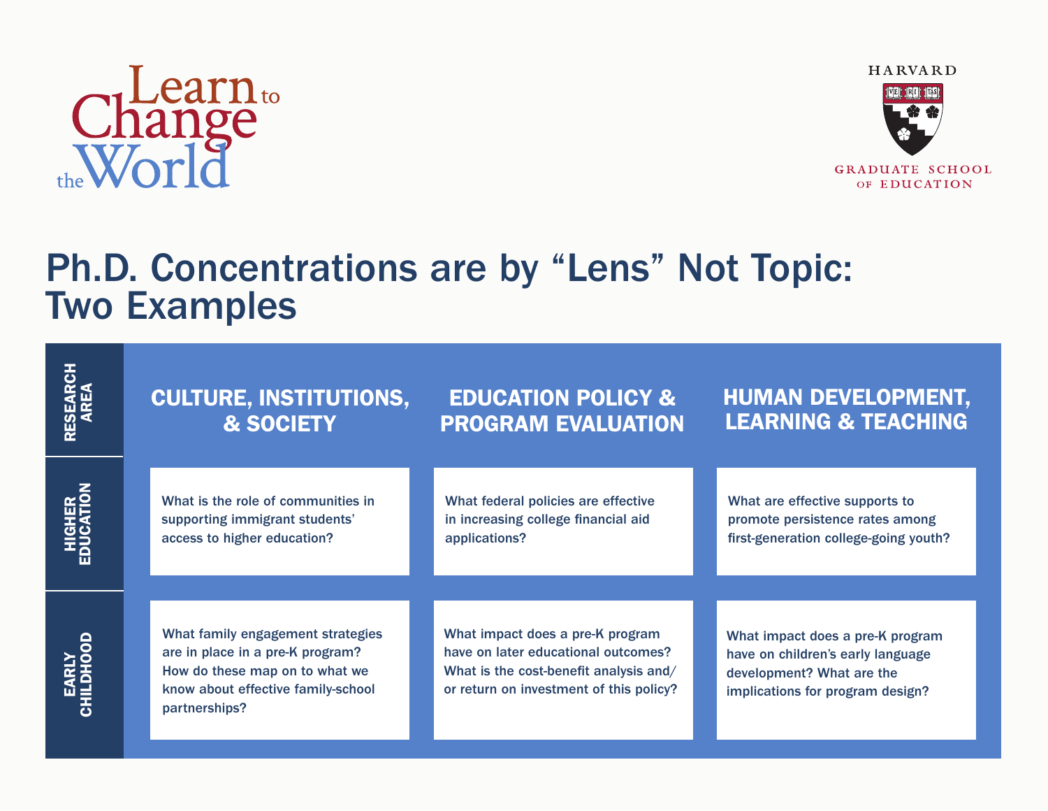Learn to Change the World

HARVARD

GRADUATE SCHOOL OF EDUCATION

# Ph.D. Concentrations are by "Lens" Not Topic: Two Examples

| RESEARCH AREA | CULTURE, INSTITUTIONS, & SOCIETY | EDUCATION POLICY & PROGRAM EVALUATION | HUMAN DEVELOPMENT, LEARNING & TEACHING |
|---|---|---|---|
| HIGHER EDUCATION | What is the role of communities in supporting immigrant students' access to higher education? | What federal policies are effective in increasing college financial aid applications? | What are effective supports to promote persistence rates among first-generation college-going youth? |
| EARLY CHILDHOOD | What family engagement strategies are in place in a pre-K program? How do these map on to what we know about effective family-school partnerships? | What impact does a pre-K program have on later educational outcomes? What is the cost-benefit analysis and/or return on investment of this policy? | What impact does a pre-K program have on children's early language development? What are the implications for program design? |